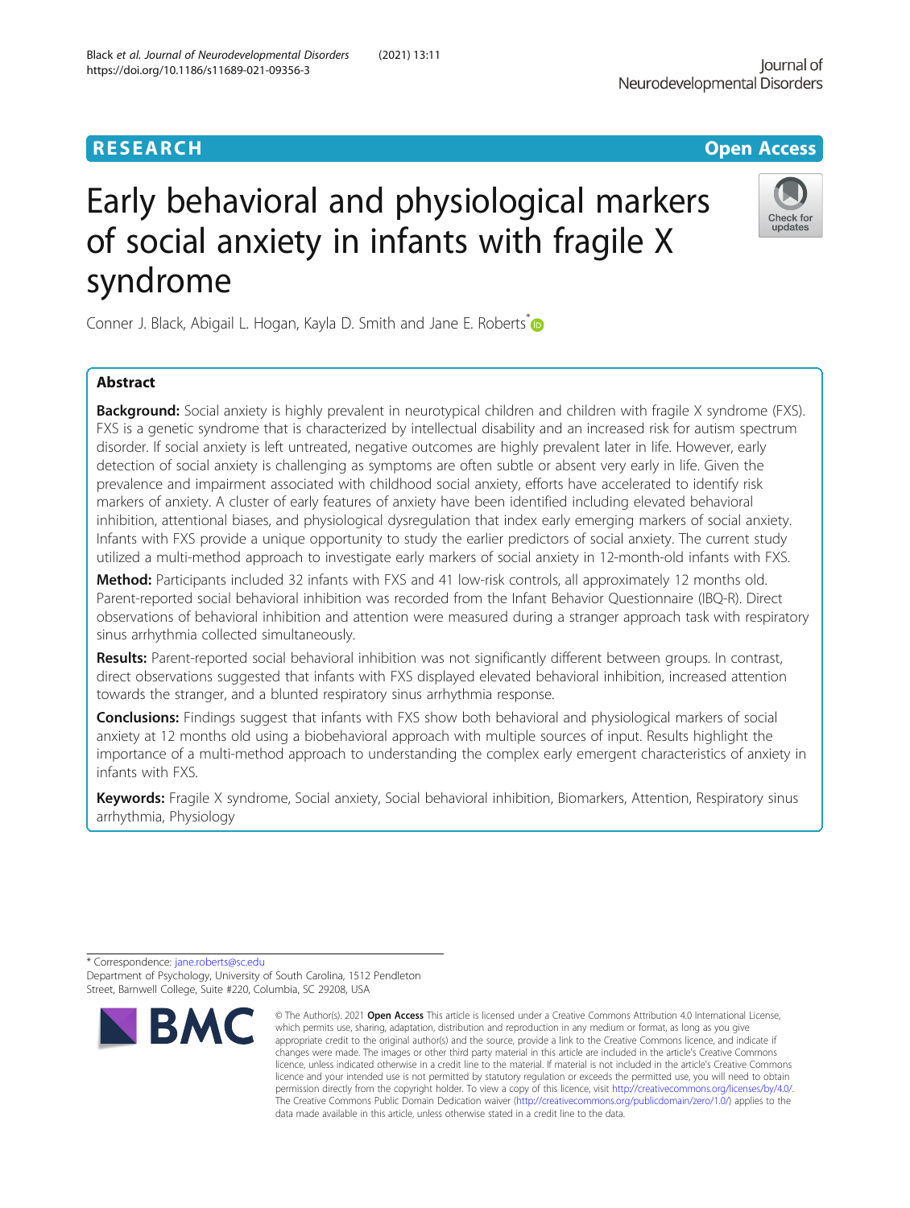RESEARCH

Open Access

# Early behavioral and physiological markers of social anxiety in infants with fragile X syndrome

Conner J. Black, Abigail L. Hogan, Kayla D. Smith and Jane E. Roberts*

## Abstract

**Background:** Social anxiety is highly prevalent in neurotypical children and children with fragile X syndrome (FXS). FXS is a genetic syndrome that is characterized by intellectual disability and an increased risk for autism spectrum disorder. If social anxiety is left untreated, negative outcomes are highly prevalent later in life. However, early detection of social anxiety is challenging as symptoms are often subtle or absent very early in life. Given the prevalence and impairment associated with childhood social anxiety, efforts have accelerated to identify risk markers of anxiety. A cluster of early features of anxiety have been identified including elevated behavioral inhibition, attentional biases, and physiological dysregulation that index early emerging markers of social anxiety. Infants with FXS provide a unique opportunity to study the earlier predictors of social anxiety. The current study utilized a multi-method approach to investigate early markers of social anxiety in 12-month-old infants with FXS.

**Method:** Participants included 32 infants with FXS and 41 low-risk controls, all approximately 12 months old. Parent-reported social behavioral inhibition was recorded from the Infant Behavior Questionnaire (IBQ-R). Direct observations of behavioral inhibition and attention were measured during a stranger approach task with respiratory sinus arrhythmia collected simultaneously.

**Results:** Parent-reported social behavioral inhibition was not significantly different between groups. In contrast, direct observations suggested that infants with FXS displayed elevated behavioral inhibition, increased attention towards the stranger, and a blunted respiratory sinus arrhythmia response.

**Conclusions:** Findings suggest that infants with FXS show both behavioral and physiological markers of social anxiety at 12 months old using a biobehavioral approach with multiple sources of input. Results highlight the importance of a multi-method approach to understanding the complex early emergent characteristics of anxiety in infants with FXS.

**Keywords:** Fragile X syndrome, Social anxiety, Social behavioral inhibition, Biomarkers, Attention, Respiratory sinus arrhythmia, Physiology

\* Correspondence: jane.roberts@sc.edu
Department of Psychology, University of South Carolina, 1512 Pendleton Street, Barnwell College, Suite #220, Columbia, SC 29208, USA

© The Author(s). 2021 **Open Access** This article is licensed under a Creative Commons Attribution 4.0 International License, which permits use, sharing, adaptation, distribution and reproduction in any medium or format, as long as you give appropriate credit to the original author(s) and the source, provide a link to the Creative Commons licence, and indicate if changes were made. The images or other third party material in this article are included in the article's Creative Commons licence, unless indicated otherwise in a credit line to the material. If material is not included in the article's Creative Commons licence and your intended use is not permitted by statutory regulation or exceeds the permitted use, you will need to obtain permission directly from the copyright holder. To view a copy of this licence, visit http://creativecommons.org/licenses/by/4.0/. The Creative Commons Public Domain Dedication waiver (http://creativecommons.org/publicdomain/zero/1.0/) applies to the data made available in this article, unless otherwise stated in a credit line to the data.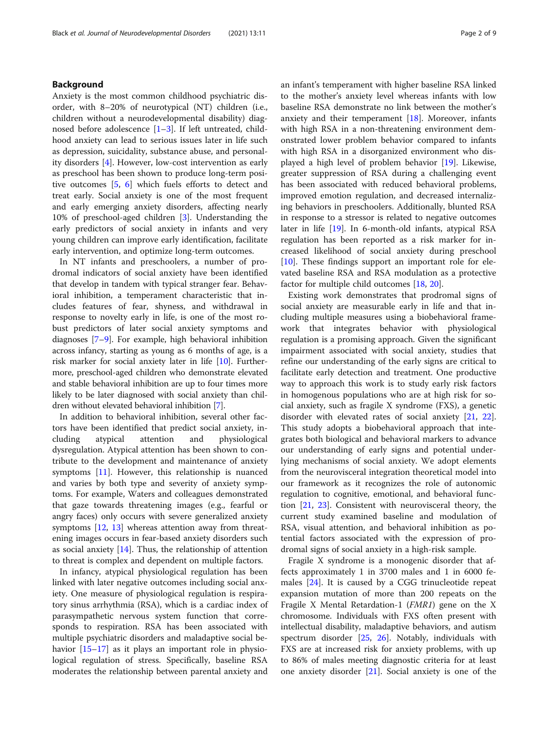## Background

Anxiety is the most common childhood psychiatric disorder, with 8–20% of neurotypical (NT) children (i.e., children without a neurodevelopmental disability) diagnosed before adolescence [1–3]. If left untreated, childhood anxiety can lead to serious issues later in life such as depression, suicidality, substance abuse, and personality disorders [4]. However, low-cost intervention as early as preschool has been shown to produce long-term positive outcomes [5, 6] which fuels efforts to detect and treat early. Social anxiety is one of the most frequent and early emerging anxiety disorders, affecting nearly 10% of preschool-aged children [3]. Understanding the early predictors of social anxiety in infants and very young children can improve early identification, facilitate early intervention, and optimize long-term outcomes.

In NT infants and preschoolers, a number of prodromal indicators of social anxiety have been identified that develop in tandem with typical stranger fear. Behavioral inhibition, a temperament characteristic that includes features of fear, shyness, and withdrawal in response to novelty early in life, is one of the most robust predictors of later social anxiety symptoms and diagnoses [7–9]. For example, high behavioral inhibition across infancy, starting as young as 6 months of age, is a risk marker for social anxiety later in life [10]. Furthermore, preschool-aged children who demonstrate elevated and stable behavioral inhibition are up to four times more likely to be later diagnosed with social anxiety than children without elevated behavioral inhibition [7].

In addition to behavioral inhibition, several other factors have been identified that predict social anxiety, including atypical attention and physiological dysregulation. Atypical attention has been shown to contribute to the development and maintenance of anxiety symptoms [11]. However, this relationship is nuanced and varies by both type and severity of anxiety symptoms. For example, Waters and colleagues demonstrated that gaze towards threatening images (e.g., fearful or angry faces) only occurs with severe generalized anxiety symptoms [12, 13] whereas attention away from threatening images occurs in fear-based anxiety disorders such as social anxiety [14]. Thus, the relationship of attention to threat is complex and dependent on multiple factors.

In infancy, atypical physiological regulation has been linked with later negative outcomes including social anxiety. One measure of physiological regulation is respiratory sinus arrhythmia (RSA), which is a cardiac index of parasympathetic nervous system function that corresponds to respiration. RSA has been associated with multiple psychiatric disorders and maladaptive social behavior [15–17] as it plays an important role in physiological regulation of stress. Specifically, baseline RSA moderates the relationship between parental anxiety and an infant's temperament with higher baseline RSA linked to the mother's anxiety level whereas infants with low baseline RSA demonstrate no link between the mother's anxiety and their temperament [18]. Moreover, infants with high RSA in a non-threatening environment demonstrated lower problem behavior compared to infants with high RSA in a disorganized environment who displayed a high level of problem behavior [19]. Likewise, greater suppression of RSA during a challenging event has been associated with reduced behavioral problems, improved emotion regulation, and decreased internalizing behaviors in preschoolers. Additionally, blunted RSA in response to a stressor is related to negative outcomes later in life [19]. In 6-month-old infants, atypical RSA regulation has been reported as a risk marker for increased likelihood of social anxiety during preschool [10]. These findings support an important role for elevated baseline RSA and RSA modulation as a protective factor for multiple child outcomes [18, 20].

Existing work demonstrates that prodromal signs of social anxiety are measurable early in life and that including multiple measures using a biobehavioral framework that integrates behavior with physiological regulation is a promising approach. Given the significant impairment associated with social anxiety, studies that refine our understanding of the early signs are critical to facilitate early detection and treatment. One productive way to approach this work is to study early risk factors in homogenous populations who are at high risk for social anxiety, such as fragile X syndrome (FXS), a genetic disorder with elevated rates of social anxiety [21, 22]. This study adopts a biobehavioral approach that integrates both biological and behavioral markers to advance our understanding of early signs and potential underlying mechanisms of social anxiety. We adopt elements from the neurovisceral integration theoretical model into our framework as it recognizes the role of autonomic regulation to cognitive, emotional, and behavioral function [21, 23]. Consistent with neurovisceral theory, the current study examined baseline and modulation of RSA, visual attention, and behavioral inhibition as potential factors associated with the expression of prodromal signs of social anxiety in a high-risk sample.

Fragile X syndrome is a monogenic disorder that affects approximately 1 in 3700 males and 1 in 6000 females [24]. It is caused by a CGG trinucleotide repeat expansion mutation of more than 200 repeats on the Fragile X Mental Retardation-1 (*FMR1*) gene on the X chromosome. Individuals with FXS often present with intellectual disability, maladaptive behaviors, and autism spectrum disorder [25, 26]. Notably, individuals with FXS are at increased risk for anxiety problems, with up to 86% of males meeting diagnostic criteria for at least one anxiety disorder [21]. Social anxiety is one of the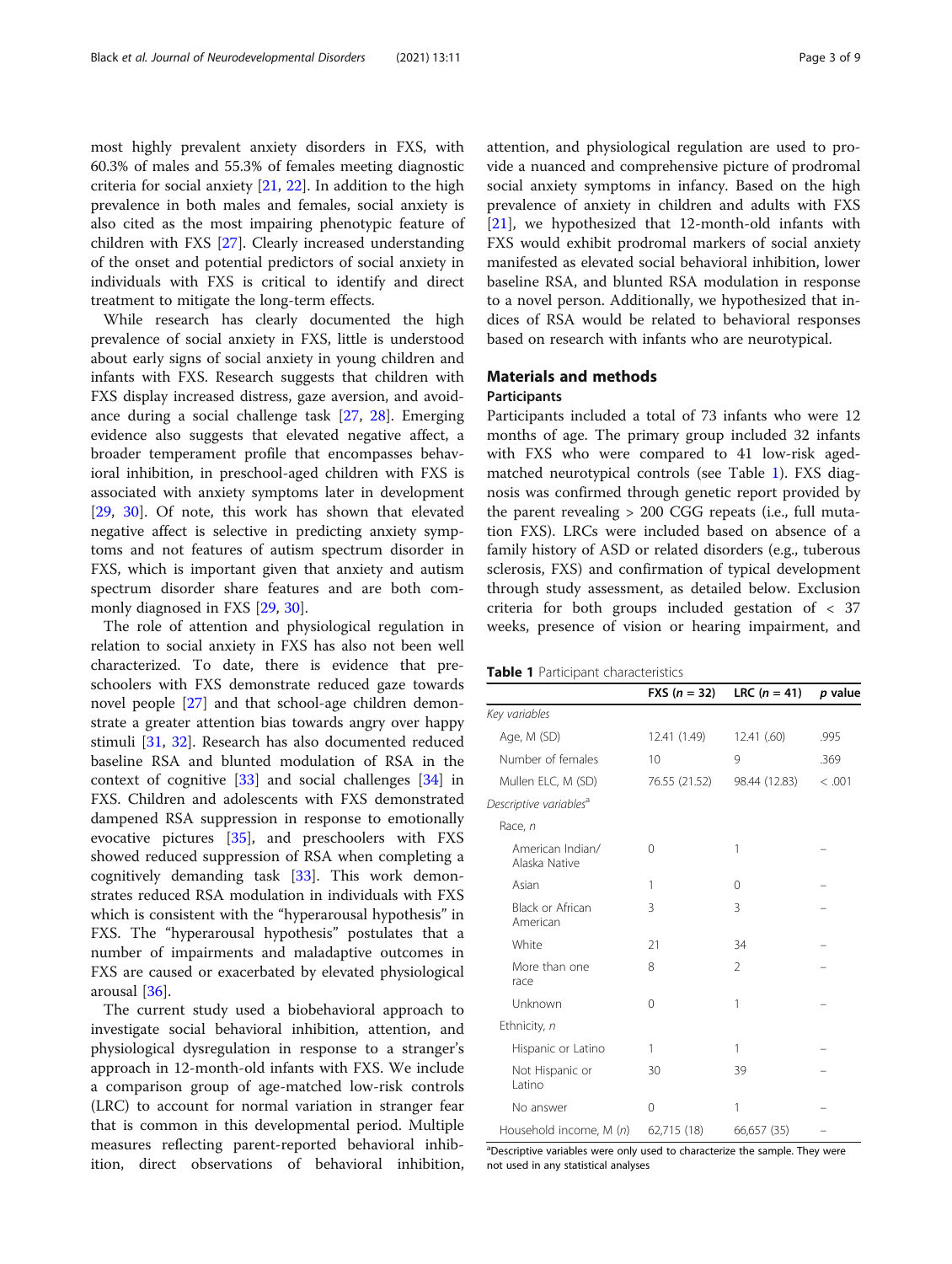most highly prevalent anxiety disorders in FXS, with 60.3% of males and 55.3% of females meeting diagnostic criteria for social anxiety [21, 22]. In addition to the high prevalence in both males and females, social anxiety is also cited as the most impairing phenotypic feature of children with FXS [27]. Clearly increased understanding of the onset and potential predictors of social anxiety in individuals with FXS is critical to identify and direct treatment to mitigate the long-term effects.

While research has clearly documented the high prevalence of social anxiety in FXS, little is understood about early signs of social anxiety in young children and infants with FXS. Research suggests that children with FXS display increased distress, gaze aversion, and avoidance during a social challenge task [27, 28]. Emerging evidence also suggests that elevated negative affect, a broader temperament profile that encompasses behavioral inhibition, in preschool-aged children with FXS is associated with anxiety symptoms later in development [29, 30]. Of note, this work has shown that elevated negative affect is selective in predicting anxiety symptoms and not features of autism spectrum disorder in FXS, which is important given that anxiety and autism spectrum disorder share features and are both commonly diagnosed in FXS [29, 30].

The role of attention and physiological regulation in relation to social anxiety in FXS has also not been well characterized. To date, there is evidence that preschoolers with FXS demonstrate reduced gaze towards novel people [27] and that school-age children demonstrate a greater attention bias towards angry over happy stimuli [31, 32]. Research has also documented reduced baseline RSA and blunted modulation of RSA in the context of cognitive [33] and social challenges [34] in FXS. Children and adolescents with FXS demonstrated dampened RSA suppression in response to emotionally evocative pictures [35], and preschoolers with FXS showed reduced suppression of RSA when completing a cognitively demanding task [33]. This work demonstrates reduced RSA modulation in individuals with FXS which is consistent with the "hyperarousal hypothesis" in FXS. The "hyperarousal hypothesis" postulates that a number of impairments and maladaptive outcomes in FXS are caused or exacerbated by elevated physiological arousal [36].

The current study used a biobehavioral approach to investigate social behavioral inhibition, attention, and physiological dysregulation in response to a stranger's approach in 12-month-old infants with FXS. We include a comparison group of age-matched low-risk controls (LRC) to account for normal variation in stranger fear that is common in this developmental period. Multiple measures reflecting parent-reported behavioral inhibition, direct observations of behavioral inhibition, attention, and physiological regulation are used to provide a nuanced and comprehensive picture of prodromal social anxiety symptoms in infancy. Based on the high prevalence of anxiety in children and adults with FXS [21], we hypothesized that 12-month-old infants with FXS would exhibit prodromal markers of social anxiety manifested as elevated social behavioral inhibition, lower baseline RSA, and blunted RSA modulation in response to a novel person. Additionally, we hypothesized that indices of RSA would be related to behavioral responses based on research with infants who are neurotypical.

## Materials and methods

### Participants

Participants included a total of 73 infants who were 12 months of age. The primary group included 32 infants with FXS who were compared to 41 low-risk aged-matched neurotypical controls (see Table 1). FXS diagnosis was confirmed through genetic report provided by the parent revealing > 200 CGG repeats (i.e., full mutation FXS). LRCs were included based on absence of a family history of ASD or related disorders (e.g., tuberous sclerosis, FXS) and confirmation of typical development through study assessment, as detailed below. Exclusion criteria for both groups included gestation of < 37 weeks, presence of vision or hearing impairment, and

**Table 1** Participant characteristics

| | FXS ($n$ = 32) | LRC ($n$ = 41) | $p$ value |
|---|---|---|---|
| *Key variables* | | | |
| Age, M (SD) | 12.41 (1.49) | 12.41 (.60) | .995 |
| Number of females | 10 | 9 | .369 |
| Mullen ELC, M (SD) | 76.55 (21.52) | 98.44 (12.83) | < .001 |
| *Descriptive variables*[a] | | | |
| Race, $n$ | | | |
| American Indian/ Alaska Native | 0 | 1 | – |
| Asian | 1 | 0 | – |
| Black or African American | 3 | 3 | – |
| White | 21 | 34 | – |
| More than one race | 8 | 2 | – |
| Unknown | 0 | 1 | – |
| Ethnicity, $n$ | | | |
| Hispanic or Latino | 1 | 1 | – |
| Not Hispanic or Latino | 30 | 39 | – |
| No answer | 0 | 1 | – |
| Household income, M ($n$) | 62,715 (18) | 66,657 (35) | – |

[a]Descriptive variables were only used to characterize the sample. They were not used in any statistical analyses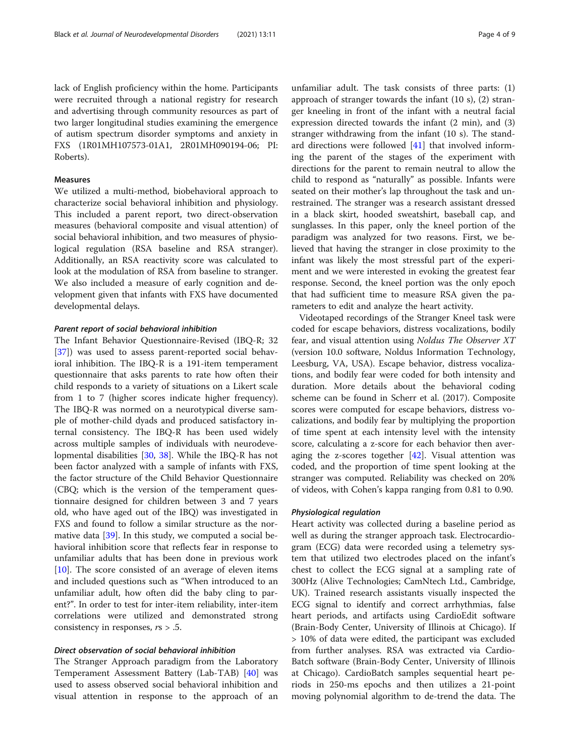lack of English proficiency within the home. Participants were recruited through a national registry for research and advertising through community resources as part of two larger longitudinal studies examining the emergence of autism spectrum disorder symptoms and anxiety in FXS (1R01MH107573-01A1, 2R01MH090194-06; PI: Roberts).

### Measures

We utilized a multi-method, biobehavioral approach to characterize social behavioral inhibition and physiology. This included a parent report, two direct-observation measures (behavioral composite and visual attention) of social behavioral inhibition, and two measures of physiological regulation (RSA baseline and RSA stranger). Additionally, an RSA reactivity score was calculated to look at the modulation of RSA from baseline to stranger. We also included a measure of early cognition and development given that infants with FXS have documented developmental delays.

#### *Parent report of social behavioral inhibition*

The Infant Behavior Questionnaire-Revised (IBQ-R; 32 [37]) was used to assess parent-reported social behavioral inhibition. The IBQ-R is a 191-item temperament questionnaire that asks parents to rate how often their child responds to a variety of situations on a Likert scale from 1 to 7 (higher scores indicate higher frequency). The IBQ-R was normed on a neurotypical diverse sample of mother-child dyads and produced satisfactory internal consistency. The IBQ-R has been used widely across multiple samples of individuals with neurodevelopmental disabilities [30, 38]. While the IBQ-R has not been factor analyzed with a sample of infants with FXS, the factor structure of the Child Behavior Questionnaire (CBQ; which is the version of the temperament questionnaire designed for children between 3 and 7 years old, who have aged out of the IBQ) was investigated in FXS and found to follow a similar structure as the normative data [39]. In this study, we computed a social behavioral inhibition score that reflects fear in response to unfamiliar adults that has been done in previous work [10]. The score consisted of an average of eleven items and included questions such as "When introduced to an unfamiliar adult, how often did the baby cling to parent?". In order to test for inter-item reliability, inter-item correlations were utilized and demonstrated strong consistency in responses, *r*s > .5.

#### *Direct observation of social behavioral inhibition*

The Stranger Approach paradigm from the Laboratory Temperament Assessment Battery (Lab-TAB) [40] was used to assess observed social behavioral inhibition and visual attention in response to the approach of an unfamiliar adult. The task consists of three parts: (1) approach of stranger towards the infant (10 s), (2) stranger kneeling in front of the infant with a neutral facial expression directed towards the infant (2 min), and (3) stranger withdrawing from the infant (10 s). The standard directions were followed [41] that involved informing the parent of the stages of the experiment with directions for the parent to remain neutral to allow the child to respond as "naturally" as possible. Infants were seated on their mother's lap throughout the task and unrestrained. The stranger was a research assistant dressed in a black skirt, hooded sweatshirt, baseball cap, and sunglasses. In this paper, only the kneel portion of the paradigm was analyzed for two reasons. First, we believed that having the stranger in close proximity to the infant was likely the most stressful part of the experiment and we were interested in evoking the greatest fear response. Second, the kneel portion was the only epoch that had sufficient time to measure RSA given the parameters to edit and analyze the heart activity.

Videotaped recordings of the Stranger Kneel task were coded for escape behaviors, distress vocalizations, bodily fear, and visual attention using *Noldus The Observer XT* (version 10.0 software, Noldus Information Technology, Leesburg, VA, USA). Escape behavior, distress vocalizations, and bodily fear were coded for both intensity and duration. More details about the behavioral coding scheme can be found in Scherr et al. (2017). Composite scores were computed for escape behaviors, distress vocalizations, and bodily fear by multiplying the proportion of time spent at each intensity level with the intensity score, calculating a z-score for each behavior then averaging the z-scores together [42]. Visual attention was coded, and the proportion of time spent looking at the stranger was computed. Reliability was checked on 20% of videos, with Cohen's kappa ranging from 0.81 to 0.90.

#### *Physiological regulation*

Heart activity was collected during a baseline period as well as during the stranger approach task. Electrocardiogram (ECG) data were recorded using a telemetry system that utilized two electrodes placed on the infant's chest to collect the ECG signal at a sampling rate of 300Hz (Alive Technologies; CamNtech Ltd., Cambridge, UK). Trained research assistants visually inspected the ECG signal to identify and correct arrhythmias, false heart periods, and artifacts using CardioEdit software (Brain-Body Center, University of Illinois at Chicago). If > 10% of data were edited, the participant was excluded from further analyses. RSA was extracted via CardioBatch software (Brain-Body Center, University of Illinois at Chicago). CardioBatch samples sequential heart periods in 250-ms epochs and then utilizes a 21-point moving polynomial algorithm to de-trend the data. The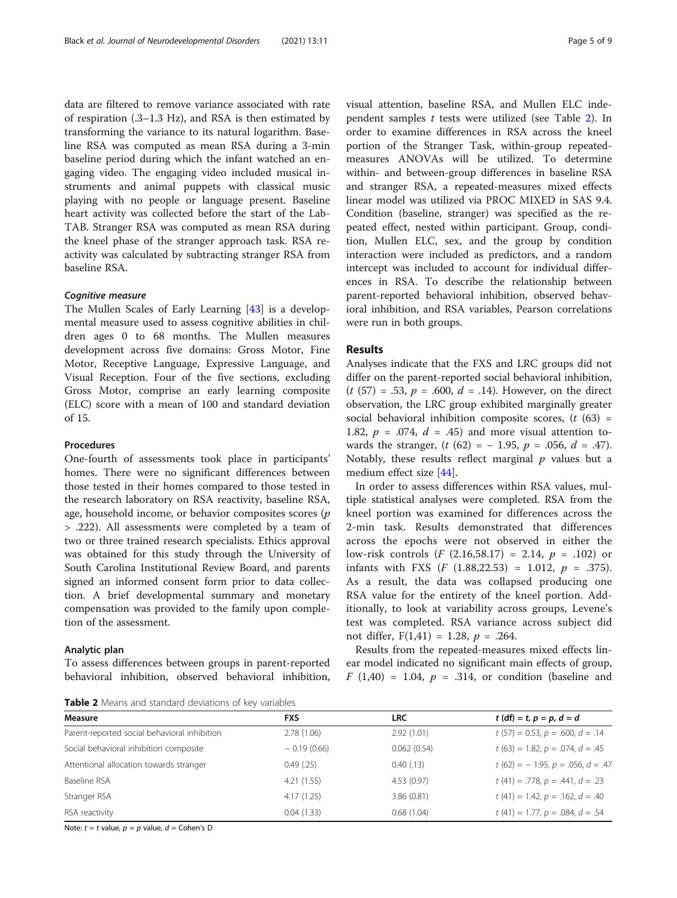data are filtered to remove variance associated with rate of respiration (.3–1.3 Hz), and RSA is then estimated by transforming the variance to its natural logarithm. Baseline RSA was computed as mean RSA during a 3-min baseline period during which the infant watched an engaging video. The engaging video included musical instruments and animal puppets with classical music playing with no people or language present. Baseline heart activity was collected before the start of the Lab-TAB. Stranger RSA was computed as mean RSA during the kneel phase of the stranger approach task. RSA reactivity was calculated by subtracting stranger RSA from baseline RSA.

#### Cognitive measure

The Mullen Scales of Early Learning [43] is a developmental measure used to assess cognitive abilities in children ages 0 to 68 months. The Mullen measures development across five domains: Gross Motor, Fine Motor, Receptive Language, Expressive Language, and Visual Reception. Four of the five sections, excluding Gross Motor, comprise an early learning composite (ELC) score with a mean of 100 and standard deviation of 15.

### Procedures

One-fourth of assessments took place in participants' homes. There were no significant differences between those tested in their homes compared to those tested in the research laboratory on RSA reactivity, baseline RSA, age, household income, or behavior composites scores ($p > .222$). All assessments were completed by a team of two or three trained research specialists. Ethics approval was obtained for this study through the University of South Carolina Institutional Review Board, and parents signed an informed consent form prior to data collection. A brief developmental summary and monetary compensation was provided to the family upon completion of the assessment.

### Analytic plan

To assess differences between groups in parent-reported behavioral inhibition, observed behavioral inhibition, visual attention, baseline RSA, and Mullen ELC independent samples $t$ tests were utilized (see Table 2). In order to examine differences in RSA across the kneel portion of the Stranger Task, within-group repeated-measures ANOVAs will be utilized. To determine within- and between-group differences in baseline RSA and stranger RSA, a repeated-measures mixed effects linear model was utilized via PROC MIXED in SAS 9.4. Condition (baseline, stranger) was specified as the repeated effect, nested within participant. Group, condition, Mullen ELC, sex, and the group by condition interaction were included as predictors, and a random intercept was included to account for individual differences in RSA. To describe the relationship between parent-reported behavioral inhibition, observed behavioral inhibition, and RSA variables, Pearson correlations were run in both groups.

## Results

Analyses indicate that the FXS and LRC groups did not differ on the parent-reported social behavioral inhibition, ($t$ (57) = .53, $p$ = .600, $d$ = .14). However, on the direct observation, the LRC group exhibited marginally greater social behavioral inhibition composite scores, ($t$ (63) = 1.82, $p$ = .074, $d$ = .45) and more visual attention towards the stranger, ($t$ (62) = − 1.95, $p$ = .056, $d$ = .47). Notably, these results reflect marginal $p$ values but a medium effect size [44].

In order to assess differences within RSA values, multiple statistical analyses were completed. RSA from the kneel portion was examined for differences across the 2-min task. Results demonstrated that differences across the epochs were not observed in either the low-risk controls ($F$ (2.16,58.17) = 2.14, $p$ = .102) or infants with FXS ($F$ (1.88,22.53) = 1.012, $p$ = .375). As a result, the data was collapsed producing one RSA value for the entirety of the kneel portion. Additionally, to look at variability across groups, Levene's test was completed. RSA variance across subject did not differ, F(1,41) = 1.28, $p$ = .264.

Results from the repeated-measures mixed effects linear model indicated no significant main effects of group, $F$ (1,40) = 1.04, $p$ = .314, or condition (baseline and

**Table 2** Means and standard deviations of key variables

| Measure | FXS | LRC | $t$ (df) = $t$, $p$ = $p$, $d$ = $d$ |
|---|---|---|---|
| Parent-reported social behavioral inhibition | 2.78 (1.06) | 2.92 (1.01) | $t$ (57) = 0.53, $p$ = .600, $d$ = .14 |
| Social behavioral inhibition composite | − 0.19 (0.66) | 0.062 (0.54) | $t$ (63) = 1.82, $p$ = .074, $d$ = .45 |
| Attentional allocation towards stranger | 0.49 (.25) | 0.40 (.13) | $t$ (62) = − 1.95, $p$ = .056, $d$ = .47 |
| Baseline RSA | 4.21 (1.55) | 4.53 (0.97) | $t$ (41) = .778, $p$ = .441, $d$ = .23 |
| Stranger RSA | 4.17 (1.25) | 3.86 (0.81) | $t$ (41) = 1.42, $p$ = .162, $d$ = .40 |
| RSA reactivity | 0.04 (1.33) | 0.68 (1.04) | $t$ (41) = 1.77, $p$ = .084, $d$ = .54 |

Note: $t$ = $t$ value, $p$ = $p$ value, $d$ = Cohen's D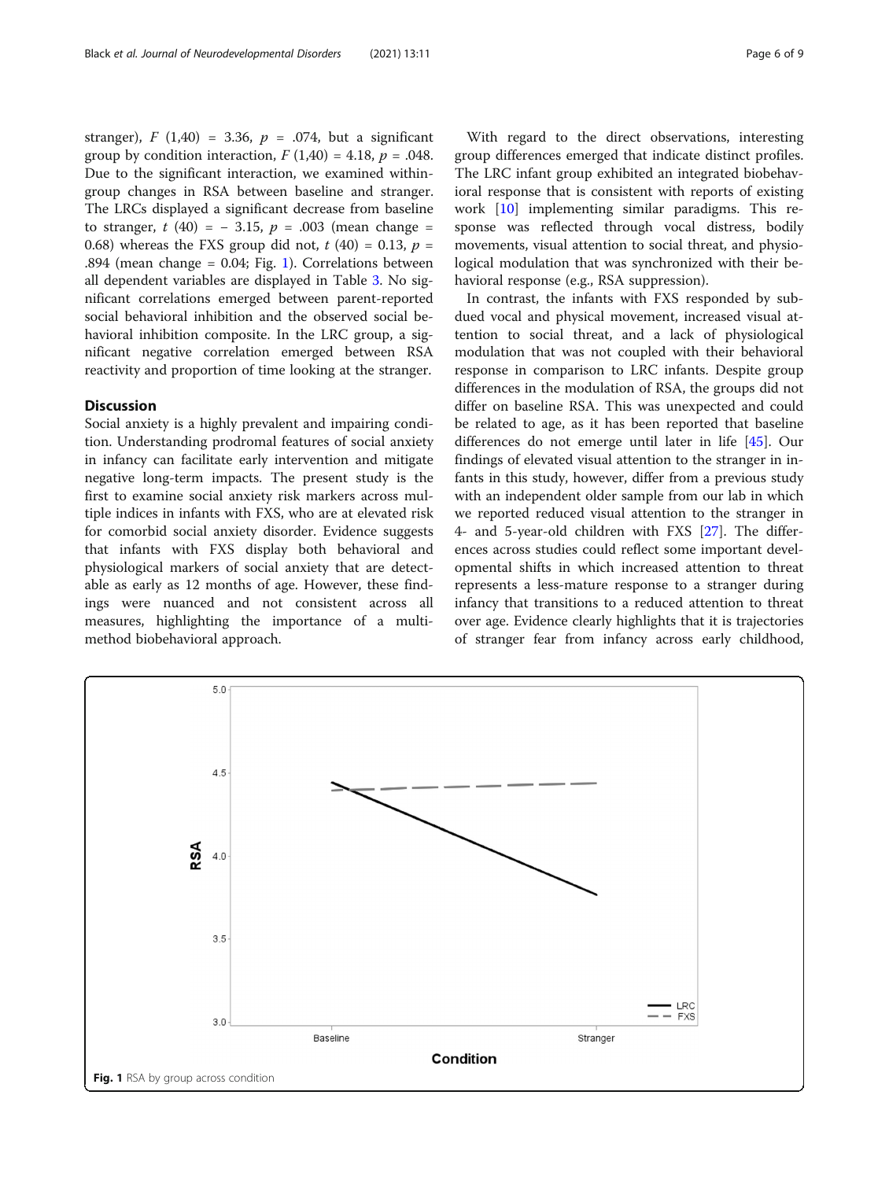stranger), $F$ (1,40) = 3.36, $p$ = .074, but a significant group by condition interaction, $F$ (1,40) = 4.18, $p$ = .048. Due to the significant interaction, we examined within-group changes in RSA between baseline and stranger. The LRCs displayed a significant decrease from baseline to stranger, $t$ (40) = − 3.15, $p$ = .003 (mean change = 0.68) whereas the FXS group did not, $t$ (40) = 0.13, $p$ = .894 (mean change = 0.04; Fig. 1). Correlations between all dependent variables are displayed in Table 3. No significant correlations emerged between parent-reported social behavioral inhibition and the observed social behavioral inhibition composite. In the LRC group, a significant negative correlation emerged between RSA reactivity and proportion of time looking at the stranger.

## Discussion

Social anxiety is a highly prevalent and impairing condition. Understanding prodromal features of social anxiety in infancy can facilitate early intervention and mitigate negative long-term impacts. The present study is the first to examine social anxiety risk markers across multiple indices in infants with FXS, who are at elevated risk for comorbid social anxiety disorder. Evidence suggests that infants with FXS display both behavioral and physiological markers of social anxiety that are detectable as early as 12 months of age. However, these findings were nuanced and not consistent across all measures, highlighting the importance of a multi-method biobehavioral approach.

With regard to the direct observations, interesting group differences emerged that indicate distinct profiles. The LRC infant group exhibited an integrated biobehavioral response that is consistent with reports of existing work [10] implementing similar paradigms. This response was reflected through vocal distress, bodily movements, visual attention to social threat, and physiological modulation that was synchronized with their behavioral response (e.g., RSA suppression).

In contrast, the infants with FXS responded by subdued vocal and physical movement, increased visual attention to social threat, and a lack of physiological modulation that was not coupled with their behavioral response in comparison to LRC infants. Despite group differences in the modulation of RSA, the groups did not differ on baseline RSA. This was unexpected and could be related to age, as it has been reported that baseline differences do not emerge until later in life [45]. Our findings of elevated visual attention to the stranger in infants in this study, however, differ from a previous study with an independent older sample from our lab in which we reported reduced visual attention to the stranger in 4- and 5-year-old children with FXS [27]. The differences across studies could reflect some important developmental shifts in which increased attention to threat represents a less-mature response to a stranger during infancy that transitions to a reduced attention to threat over age. Evidence clearly highlights that it is trajectories of stranger fear from infancy across early childhood,

**Fig. 1** RSA by group across condition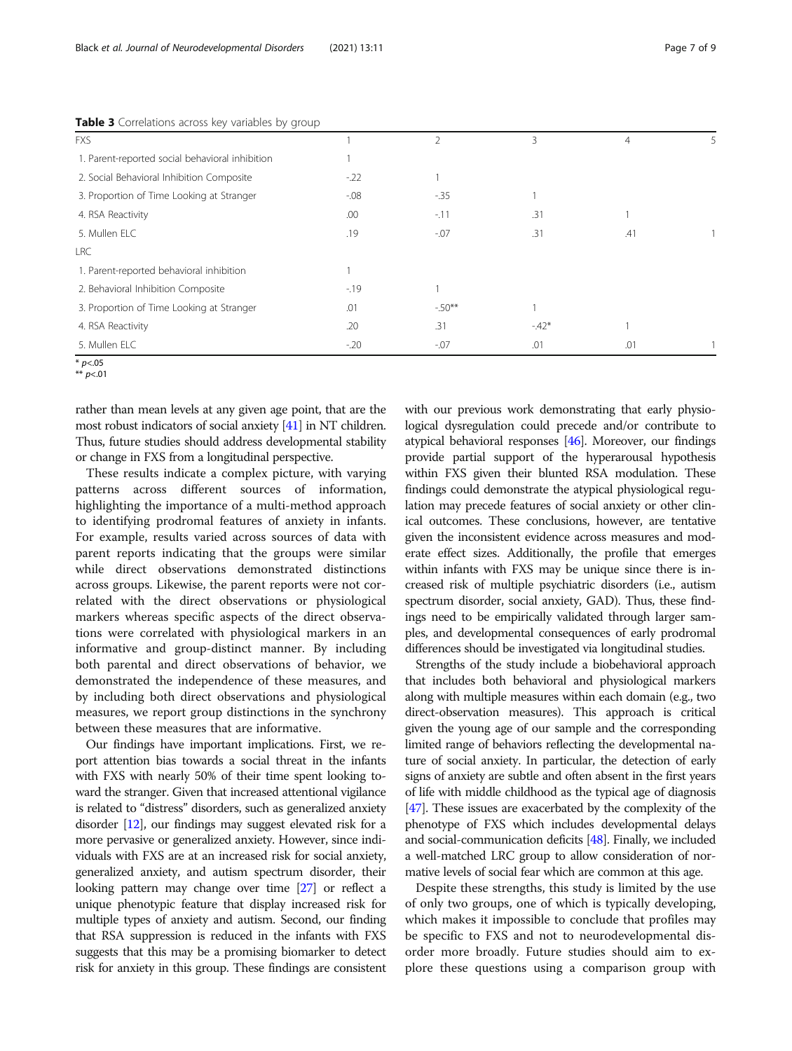**Table 3** Correlations across key variables by group

| FXS | 1 | 2 | 3 | 4 | 5 |
|---|---|---|---|---|---|
| 1. Parent-reported social behavioral inhibition | 1 | | | | |
| 2. Social Behavioral Inhibition Composite | -.22 | 1 | | | |
| 3. Proportion of Time Looking at Stranger | -.08 | -.35 | 1 | | |
| 4. RSA Reactivity | .00 | -.11 | .31 | 1 | |
| 5. Mullen ELC | .19 | -.07 | .31 | .41 | 1 |
| LRC | | | | | |
| 1. Parent-reported behavioral inhibition | 1 | | | | |
| 2. Behavioral Inhibition Composite | -.19 | 1 | | | |
| 3. Proportion of Time Looking at Stranger | .01 | -.50** | 1 | | |
| 4. RSA Reactivity | .20 | .31 | -.42* | 1 | |
| 5. Mullen ELC | -.20 | -.07 | .01 | .01 | 1 |

* $p<.05$
** $p<.01$

rather than mean levels at any given age point, that are the most robust indicators of social anxiety [41] in NT children. Thus, future studies should address developmental stability or change in FXS from a longitudinal perspective.

These results indicate a complex picture, with varying patterns across different sources of information, highlighting the importance of a multi-method approach to identifying prodromal features of anxiety in infants. For example, results varied across sources of data with parent reports indicating that the groups were similar while direct observations demonstrated distinctions across groups. Likewise, the parent reports were not correlated with the direct observations or physiological markers whereas specific aspects of the direct observations were correlated with physiological markers in an informative and group-distinct manner. By including both parental and direct observations of behavior, we demonstrated the independence of these measures, and by including both direct observations and physiological measures, we report group distinctions in the synchrony between these measures that are informative.

Our findings have important implications. First, we report attention bias towards a social threat in the infants with FXS with nearly 50% of their time spent looking toward the stranger. Given that increased attentional vigilance is related to "distress" disorders, such as generalized anxiety disorder [12], our findings may suggest elevated risk for a more pervasive or generalized anxiety. However, since individuals with FXS are at an increased risk for social anxiety, generalized anxiety, and autism spectrum disorder, their looking pattern may change over time [27] or reflect a unique phenotypic feature that display increased risk for multiple types of anxiety and autism. Second, our finding that RSA suppression is reduced in the infants with FXS suggests that this may be a promising biomarker to detect risk for anxiety in this group. These findings are consistent with our previous work demonstrating that early physiological dysregulation could precede and/or contribute to atypical behavioral responses [46]. Moreover, our findings provide partial support of the hyperarousal hypothesis within FXS given their blunted RSA modulation. These findings could demonstrate the atypical physiological regulation may precede features of social anxiety or other clinical outcomes. These conclusions, however, are tentative given the inconsistent evidence across measures and moderate effect sizes. Additionally, the profile that emerges within infants with FXS may be unique since there is increased risk of multiple psychiatric disorders (i.e., autism spectrum disorder, social anxiety, GAD). Thus, these findings need to be empirically validated through larger samples, and developmental consequences of early prodromal differences should be investigated via longitudinal studies.

Strengths of the study include a biobehavioral approach that includes both behavioral and physiological markers along with multiple measures within each domain (e.g., two direct-observation measures). This approach is critical given the young age of our sample and the corresponding limited range of behaviors reflecting the developmental nature of social anxiety. In particular, the detection of early signs of anxiety are subtle and often absent in the first years of life with middle childhood as the typical age of diagnosis [47]. These issues are exacerbated by the complexity of the phenotype of FXS which includes developmental delays and social-communication deficits [48]. Finally, we included a well-matched LRC group to allow consideration of normative levels of social fear which are common at this age.

Despite these strengths, this study is limited by the use of only two groups, one of which is typically developing, which makes it impossible to conclude that profiles may be specific to FXS and not to neurodevelopmental disorder more broadly. Future studies should aim to explore these questions using a comparison group with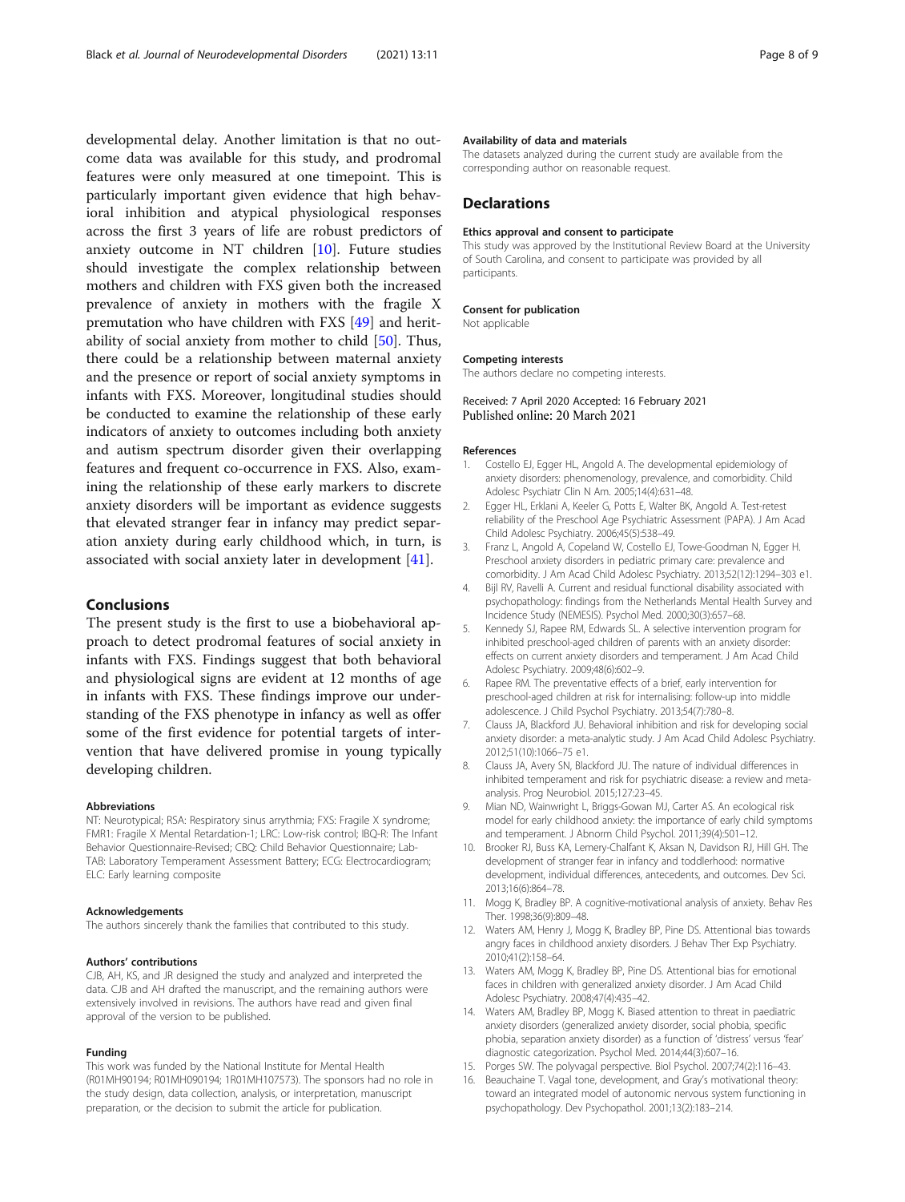developmental delay. Another limitation is that no outcome data was available for this study, and prodromal features were only measured at one timepoint. This is particularly important given evidence that high behavioral inhibition and atypical physiological responses across the first 3 years of life are robust predictors of anxiety outcome in NT children [10]. Future studies should investigate the complex relationship between mothers and children with FXS given both the increased prevalence of anxiety in mothers with the fragile X premutation who have children with FXS [49] and heritability of social anxiety from mother to child [50]. Thus, there could be a relationship between maternal anxiety and the presence or report of social anxiety symptoms in infants with FXS. Moreover, longitudinal studies should be conducted to examine the relationship of these early indicators of anxiety to outcomes including both anxiety and autism spectrum disorder given their overlapping features and frequent co-occurrence in FXS. Also, examining the relationship of these early markers to discrete anxiety disorders will be important as evidence suggests that elevated stranger fear in infancy may predict separation anxiety during early childhood which, in turn, is associated with social anxiety later in development [41].

## Conclusions

The present study is the first to use a biobehavioral approach to detect prodromal features of social anxiety in infants with FXS. Findings suggest that both behavioral and physiological signs are evident at 12 months of age in infants with FXS. These findings improve our understanding of the FXS phenotype in infancy as well as offer some of the first evidence for potential targets of intervention that have delivered promise in young typically developing children.

#### Abbreviations

NT: Neurotypical; RSA: Respiratory sinus arrythmia; FXS: Fragile X syndrome; FMR1: Fragile X Mental Retardation-1; LRC: Low-risk control; IBQ-R: The Infant Behavior Questionnaire-Revised; CBQ: Child Behavior Questionnaire; Lab-TAB: Laboratory Temperament Assessment Battery; ECG: Electrocardiogram; ELC: Early learning composite

#### Acknowledgements

The authors sincerely thank the families that contributed to this study.

#### Authors' contributions

CJB, AH, KS, and JR designed the study and analyzed and interpreted the data. CJB and AH drafted the manuscript, and the remaining authors were extensively involved in revisions. The authors have read and given final approval of the version to be published.

#### Funding

This work was funded by the National Institute for Mental Health (R01MH90194; R01MH090194; 1R01MH107573). The sponsors had no role in the study design, data collection, analysis, or interpretation, manuscript preparation, or the decision to submit the article for publication.

#### Availability of data and materials

The datasets analyzed during the current study are available from the corresponding author on reasonable request.

## Declarations

#### Ethics approval and consent to participate

This study was approved by the Institutional Review Board at the University of South Carolina, and consent to participate was provided by all participants.

#### Consent for publication

Not applicable

#### Competing interests

The authors declare no competing interests.

Received: 7 April 2020 Accepted: 16 February 2021
Published online: 20 March 2021

#### References

1. Costello EJ, Egger HL, Angold A. The developmental epidemiology of anxiety disorders: phenomenology, prevalence, and comorbidity. Child Adolesc Psychiatr Clin N Am. 2005;14(4):631–48.
2. Egger HL, Erklani A, Keeler G, Potts E, Walter BK, Angold A. Test-retest reliability of the Preschool Age Psychiatric Assessment (PAPA). J Am Acad Child Adolesc Psychiatry. 2006;45(5):538–49.
3. Franz L, Angold A, Copeland W, Costello EJ, Towe-Goodman N, Egger H. Preschool anxiety disorders in pediatric primary care: prevalence and comorbidity. J Am Acad Child Adolesc Psychiatry. 2013;52(12):1294–303 e1.
4. Bijl RV, Ravelli A. Current and residual functional disability associated with psychopathology: findings from the Netherlands Mental Health Survey and Incidence Study (NEMESIS). Psychol Med. 2000;30(3):657–68.
5. Kennedy SJ, Rapee RM, Edwards SL. A selective intervention program for inhibited preschool-aged children of parents with an anxiety disorder: effects on current anxiety disorders and temperament. J Am Acad Child Adolesc Psychiatry. 2009;48(6):602–9.
6. Rapee RM. The preventative effects of a brief, early intervention for preschool-aged children at risk for internalising: follow-up into middle adolescence. J Child Psychol Psychiatry. 2013;54(7):780–8.
7. Clauss JA, Blackford JU. Behavioral inhibition and risk for developing social anxiety disorder: a meta-analytic study. J Am Acad Child Adolesc Psychiatry. 2012;51(10):1066–75 e1.
8. Clauss JA, Avery SN, Blackford JU. The nature of individual differences in inhibited temperament and risk for psychiatric disease: a review and meta-analysis. Prog Neurobiol. 2015;127:23–45.
9. Mian ND, Wainwright L, Briggs-Gowan MJ, Carter AS. An ecological risk model for early childhood anxiety: the importance of early child symptoms and temperament. J Abnorm Child Psychol. 2011;39(4):501–12.
10. Brooker RJ, Buss KA, Lemery-Chalfant K, Aksan N, Davidson RJ, Hill GH. The development of stranger fear in infancy and toddlerhood: normative development, individual differences, antecedents, and outcomes. Dev Sci. 2013;16(6):864–78.
11. Mogg K, Bradley BP. A cognitive-motivational analysis of anxiety. Behav Res Ther. 1998;36(9):809–48.
12. Waters AM, Henry J, Mogg K, Bradley BP, Pine DS. Attentional bias towards angry faces in childhood anxiety disorders. J Behav Ther Exp Psychiatry. 2010;41(2):158–64.
13. Waters AM, Mogg K, Bradley BP, Pine DS. Attentional bias for emotional faces in children with generalized anxiety disorder. J Am Acad Child Adolesc Psychiatry. 2008;47(4):435–42.
14. Waters AM, Bradley BP, Mogg K. Biased attention to threat in paediatric anxiety disorders (generalized anxiety disorder, social phobia, specific phobia, separation anxiety disorder) as a function of 'distress' versus 'fear' diagnostic categorization. Psychol Med. 2014;44(3):607–16.
15. Porges SW. The polyvagal perspective. Biol Psychol. 2007;74(2):116–43.
16. Beauchaine T. Vagal tone, development, and Gray's motivational theory: toward an integrated model of autonomic nervous system functioning in psychopathology. Dev Psychopathol. 2001;13(2):183–214.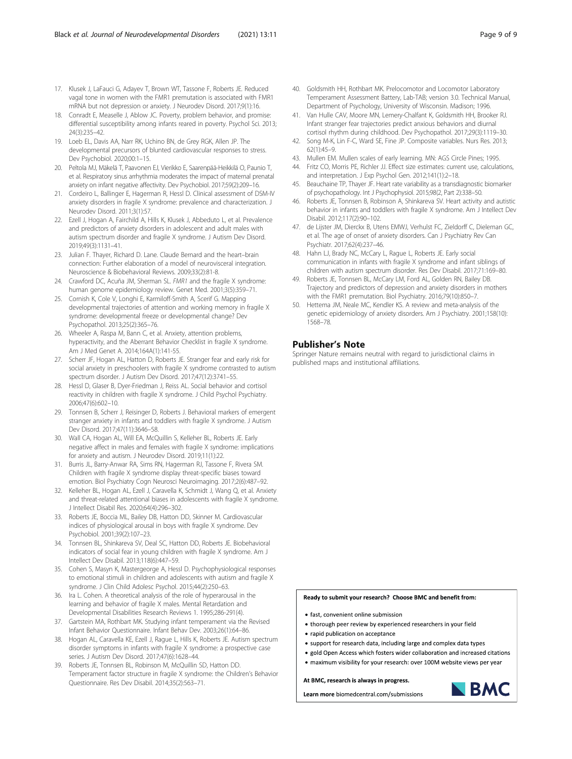17. Klusek J, LaFauci G, Adayev T, Brown WT, Tassone F, Roberts JE. Reduced vagal tone in women with the FMR1 premutation is associated with FMR1 mRNA but not depression or anxiety. J Neurodev Disord. 2017;9(1):16.
18. Conradt E, Measelle J, Ablow JC. Poverty, problem behavior, and promise: differential susceptibility among infants reared in poverty. Psychol Sci. 2013; 24(3):235–42.
19. Loeb EL, Davis AA, Narr RK, Uchino BN, de Grey RGK, Allen JP. The developmental precursors of blunted cardiovascular responses to stress. Dev Psychobiol. 2020;00:1–15.
20. Peltola MJ, Mäkelä T, Paavonen EJ, Vierikko E, Saarenpää-Heikkilä O, Paunio T, et al. Respiratory sinus arrhythmia moderates the impact of maternal prenatal anxiety on infant negative affectivity. Dev Psychobiol. 2017;59(2):209–16.
21. Cordeiro L, Ballinger E, Hagerman R, Hessl D. Clinical assessment of DSM-IV anxiety disorders in fragile X syndrome: prevalence and characterization. J Neurodev Disord. 2011;3(1):57.
22. Ezell J, Hogan A, Fairchild A, Hills K, Klusek J, Abbeduto L, et al. Prevalence and predictors of anxiety disorders in adolescent and adult males with autism spectrum disorder and fragile X syndrome. J Autism Dev Disord. 2019;49(3):1131–41.
23. Julian F. Thayer, Richard D. Lane. Claude Bernard and the heart–brain connection: Further elaboration of a model of neurovisceral integration. Neuroscience & Biobehavioral Reviews. 2009;33(2):81-8.
24. Crawford DC, Acuña JM, Sherman SL. *FMR1* and the fragile X syndrome: human genome epidemiology review. Genet Med. 2001;3(5):359–71.
25. Cornish K, Cole V, Longhi E, Karmiloff-Smith A, Scerif G. Mapping developmental trajectories of attention and working memory in fragile X syndrome: developmental freeze or developmental change? Dev Psychopathol. 2013;25(2):365–76.
26. Wheeler A, Raspa M, Bann C, et al. Anxiety, attention problems, hyperactivity, and the Aberrant Behavior Checklist in fragile X syndrome. Am J Med Genet A. 2014;164A(1):141-55.
27. Scherr JF, Hogan AL, Hatton D, Roberts JE. Stranger fear and early risk for social anxiety in preschoolers with fragile X syndrome contrasted to autism spectrum disorder. J Autism Dev Disord. 2017;47(12):3741–55.
28. Hessl D, Glaser B, Dyer-Friedman J, Reiss AL. Social behavior and cortisol reactivity in children with fragile X syndrome. J Child Psychol Psychiatry. 2006;47(6):602–10.
29. Tonnsen B, Scherr J, Reisinger D, Roberts J. Behavioral markers of emergent stranger anxiety in infants and toddlers with fragile X syndrome. J Autism Dev Disord. 2017;47(11):3646–58.
30. Wall CA, Hogan AL, Will EA, McQuillin S, Kelleher BL, Roberts JE. Early negative affect in males and females with fragile X syndrome: implications for anxiety and autism. J Neurodev Disord. 2019;11(1):22.
31. Burris JL, Barry-Anwar RA, Sims RN, Hagerman RJ, Tassone F, Rivera SM. Children with fragile X syndrome display threat-specific biases toward emotion. Biol Psychiatry Cogn Neurosci Neuroimaging. 2017;2(6):487–92.
32. Kelleher BL, Hogan AL, Ezell J, Caravella K, Schmidt J, Wang Q, et al. Anxiety and threat-related attentional biases in adolescents with fragile X syndrome. J Intellect Disabil Res. 2020;64(4):296–302.
33. Roberts JE, Boccia ML, Bailey DB, Hatton DD, Skinner M. Cardiovascular indices of physiological arousal in boys with fragile X syndrome. Dev Psychobiol. 2001;39(2):107–23.
34. Tonnsen BL, Shinkareva SV, Deal SC, Hatton DD, Roberts JE. Biobehavioral indicators of social fear in young children with fragile X syndrome. Am J Intellect Dev Disabil. 2013;118(6):447–59.
35. Cohen S, Masyn K, Mastergeorge A, Hessl D. Psychophysiological responses to emotional stimuli in children and adolescents with autism and fragile X syndrome. J Clin Child Adolesc Psychol. 2015;44(2):250–63.
36. Ira L. Cohen. A theoretical analysis of the role of hyperarousal in the learning and behavior of fragile X males. Mental Retardation and Developmental Disabilities Research Reviews 1. 1995;286-291(4).
37. Gartstein MA, Rothbart MK. Studying infant temperament via the Revised Infant Behavior Questionnaire. Infant Behav Dev. 2003;26(1):64–86.
38. Hogan AL, Caravella KE, Ezell J, Rague L, Hills K, Roberts JE. Autism spectrum disorder symptoms in infants with fragile X syndrome: a prospective case series. J Autism Dev Disord. 2017;47(6):1628–44.
39. Roberts JE, Tonnsen BL, Robinson M, McQuillin SD, Hatton DD. Temperament factor structure in fragile X syndrome: the Children's Behavior Questionnaire. Res Dev Disabil. 2014;35(2):563–71.
40. Goldsmith HH, Rothbart MK. Prelocomotor and Locomotor Laboratory Temperament Assessment Battery, Lab-TAB; version 3.0. Technical Manual, Department of Psychology, University of Wisconsin. Madison; 1996.
41. Van Hulle CAV, Moore MN, Lemery-Chalfant K, Goldsmith HH, Brooker RJ. Infant stranger fear trajectories predict anxious behaviors and diurnal cortisol rhythm during childhood. Dev Psychopathol. 2017;29(3):1119–30.
42. Song M-K, Lin F-C, Ward SE, Fine JP. Composite variables. Nurs Res. 2013; 62(1):45–9.
43. Mullen EM. Mullen scales of early learning. MN: AGS Circle Pines; 1995.
44. Fritz CO, Morris PE, Richler JJ. Effect size estimates: current use, calculations, and interpretation. J Exp Psychol Gen. 2012;141(1):2–18.
45. Beauchaine TP, Thayer JF. Heart rate variability as a transdiagnostic biomarker of psychopathology. Int J Psychophysiol. 2015;98(2, Part 2):338–50.
46. Roberts JE, Tonnsen B, Robinson A, Shinkareva SV. Heart activity and autistic behavior in infants and toddlers with fragile X syndrome. Am J Intellect Dev Disabil. 2012;117(2):90–102.
47. de Lijster JM, Dierckx B, Utens EMWJ, Verhulst FC, Zieldorff C, Dieleman GC, et al. The age of onset of anxiety disorders. Can J Psychiatry Rev Can Psychiatr. 2017;62(4):237–46.
48. Hahn LJ, Brady NC, McCary L, Rague L, Roberts JE. Early social communication in infants with fragile X syndrome and infant siblings of children with autism spectrum disorder. Res Dev Disabil. 2017;71:169–80.
49. Roberts JE, Tonnsen BL, McCary LM, Ford AL, Golden RN, Bailey DB. Trajectory and predictors of depression and anxiety disorders in mothers with the FMR1 premutation. Biol Psychiatry. 2016;79(10):850–7.
50. Hettema JM, Neale MC, Kendler KS. A review and meta-analysis of the genetic epidemiology of anxiety disorders. Am J Psychiatry. 2001;158(10): 1568–78.

## Publisher's Note

Springer Nature remains neutral with regard to jurisdictional claims in published maps and institutional affiliations.

**Ready to submit your research? Choose BMC and benefit from:**

- fast, convenient online submission
- thorough peer review by experienced researchers in your field
- rapid publication on acceptance
- support for research data, including large and complex data types
- gold Open Access which fosters wider collaboration and increased citations
- maximum visibility for your research: over 100M website views per year

**At BMC, research is always in progress.**

**Learn more** biomedcentral.com/submissions

BMC